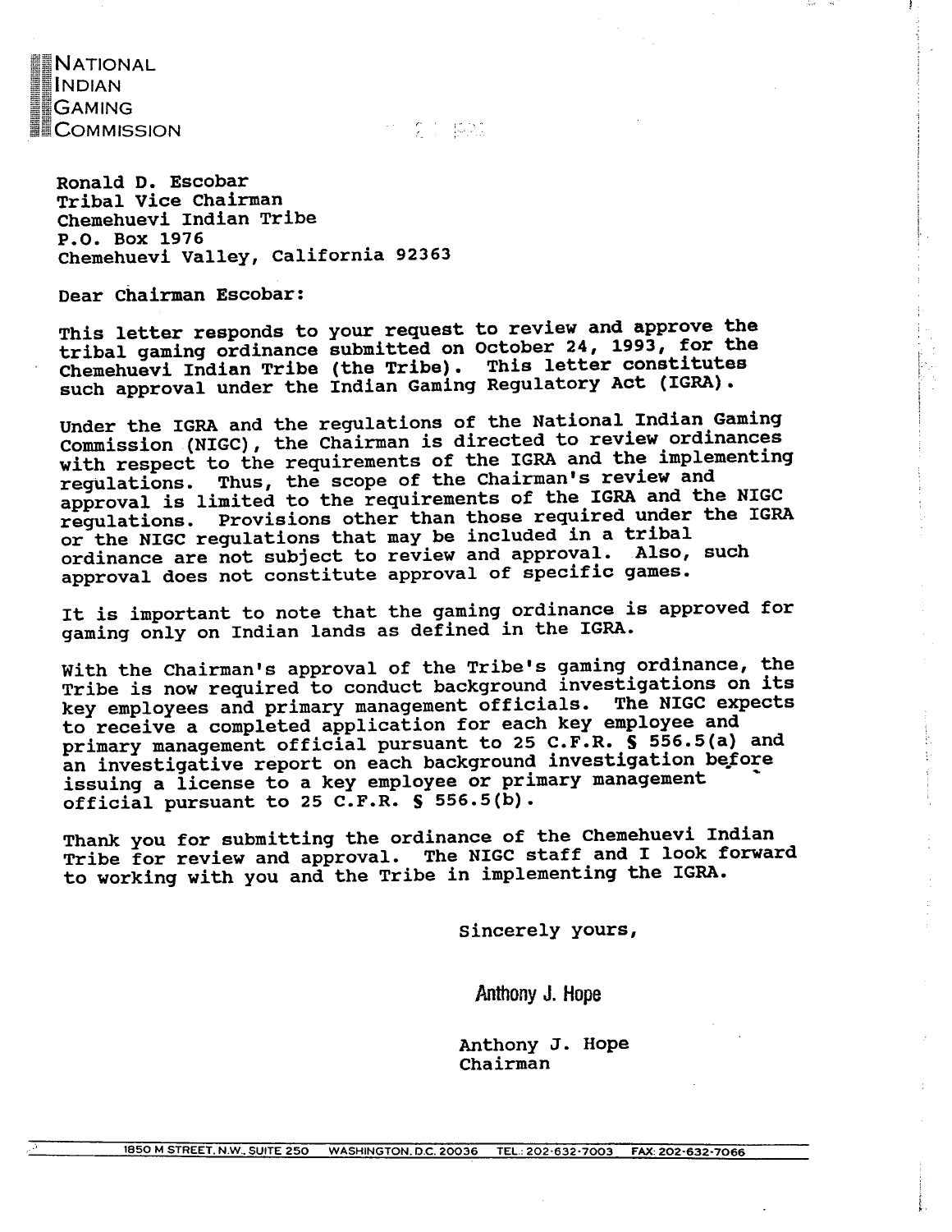NATIONAL
INDIAN
GAMING
COMMISSION

Ronald D. Escobar
Tribal Vice Chairman
Chemehuevi Indian Tribe
P.O. Box 1976
Chemehuevi Valley, California 92363

Dear Chairman Escobar:

This letter responds to your request to review and approve the tribal gaming ordinance submitted on October 24, 1993, for the Chemehuevi Indian Tribe (the Tribe). This letter constitutes such approval under the Indian Gaming Regulatory Act (IGRA).

Under the IGRA and the regulations of the National Indian Gaming Commission (NIGC), the Chairman is directed to review ordinances with respect to the requirements of the IGRA and the implementing regulations. Thus, the scope of the Chairman's review and approval is limited to the requirements of the IGRA and the NIGC regulations. Provisions other than those required under the IGRA or the NIGC regulations that may be included in a tribal ordinance are not subject to review and approval. Also, such approval does not constitute approval of specific games.

It is important to note that the gaming ordinance is approved for gaming only on Indian lands as defined in the IGRA.

With the Chairman's approval of the Tribe's gaming ordinance, the Tribe is now required to conduct background investigations on its key employees and primary management officials. The NIGC expects to receive a completed application for each key employee and primary management official pursuant to 25 C.F.R. § 556.5(a) and an investigative report on each background investigation before issuing a license to a key employee or primary management official pursuant to 25 C.F.R. § 556.5(b).

Thank you for submitting the ordinance of the Chemehuevi Indian Tribe for review and approval. The NIGC staff and I look forward to working with you and the Tribe in implementing the IGRA.

Sincerely yours,

Anthony J. Hope

Anthony J. Hope
Chairman

1850 M STREET, N.W., SUITE 250 WASHINGTON, D.C. 20036 TEL.: 202-632-7003 FAX: 202-632-7066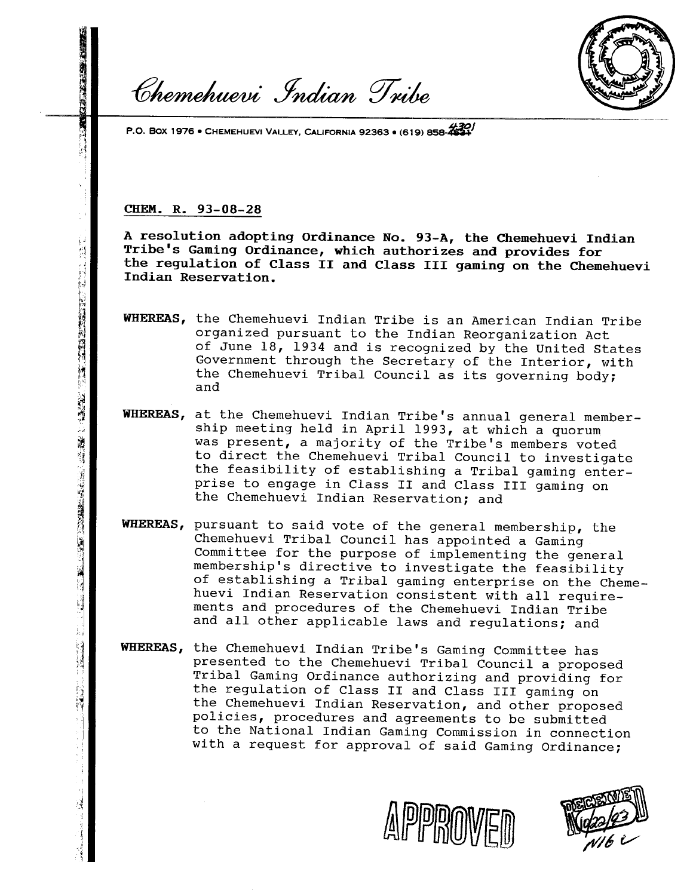*Chemehuevi Indian Tribe*

P.O. BOX 1976 • CHEMEHUEVI VALLEY, CALIFORNIA 92363 • (619) 858-4301

**CHEM. R. 93-08-28**

**A resolution adopting Ordinance No. 93-A, the Chemehuevi Indian Tribe's Gaming Ordinance, which authorizes and provides for the regulation of Class II and Class III gaming on the Chemehuevi Indian Reservation.**

**WHEREAS,** the Chemehuevi Indian Tribe is an American Indian Tribe organized pursuant to the Indian Reorganization Act of June 18, 1934 and is recognized by the United States Government through the Secretary of the Interior, with the Chemehuevi Tribal Council as its governing body; and

**WHEREAS,** at the Chemehuevi Indian Tribe's annual general membership meeting held in April 1993, at which a quorum was present, a majority of the Tribe's members voted to direct the Chemehuevi Tribal Council to investigate the feasibility of establishing a Tribal gaming enterprise to engage in Class II and Class III gaming on the Chemehuevi Indian Reservation; and

**WHEREAS,** pursuant to said vote of the general membership, the Chemehuevi Tribal Council has appointed a Gaming Committee for the purpose of implementing the general membership's directive to investigate the feasibility of establishing a Tribal gaming enterprise on the Chemehuevi Indian Reservation consistent with all requirements and procedures of the Chemehuevi Indian Tribe and all other applicable laws and regulations; and

**WHEREAS,** the Chemehuevi Indian Tribe's Gaming Committee has presented to the Chemehuevi Tribal Council a proposed Tribal Gaming Ordinance authorizing and providing for the regulation of Class II and Class III gaming on the Chemehuevi Indian Reservation, and other proposed policies, procedures and agreements to be submitted to the National Indian Gaming Commission in connection with a request for approval of said Gaming Ordinance;

APPROVED

RECEIVED 10/22/93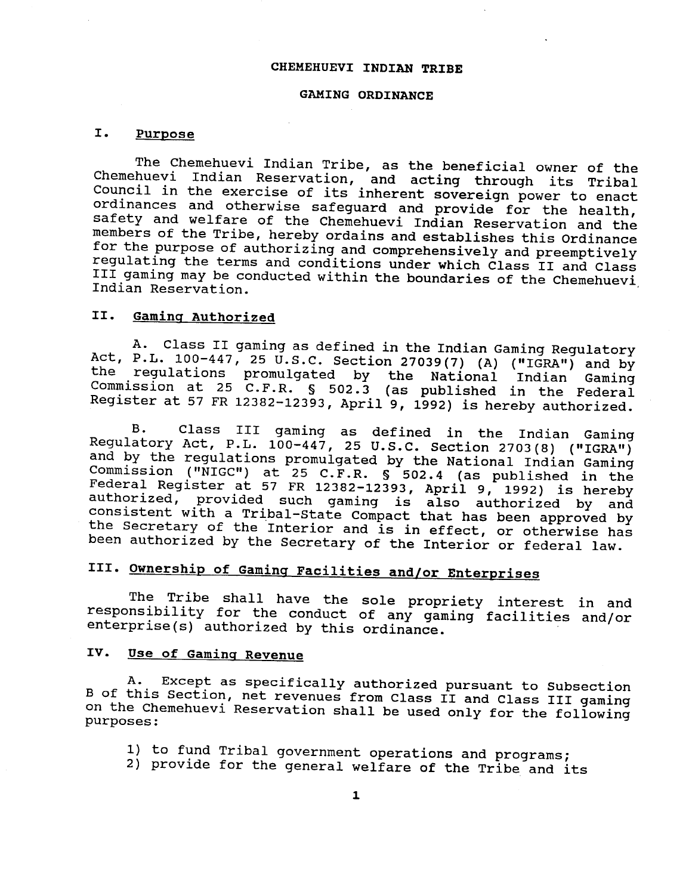# CHEMEHUEVI INDIAN TRIBE

## GAMING ORDINANCE

### I. Purpose

The Chemehuevi Indian Tribe, as the beneficial owner of the Chemehuevi Indian Reservation, and acting through its Tribal Council in the exercise of its inherent sovereign power to enact ordinances and otherwise safeguard and provide for the health, safety and welfare of the Chemehuevi Indian Reservation and the members of the Tribe, hereby ordains and establishes this Ordinance for the purpose of authorizing and comprehensively and preemptively regulating the terms and conditions under which Class II and Class III gaming may be conducted within the boundaries of the Chemehuevi Indian Reservation.

### II. Gaming Authorized

A. Class II gaming as defined in the Indian Gaming Regulatory Act, P.L. 100-447, 25 U.S.C. Section 27039(7) (A) ("IGRA") and by the regulations promulgated by the National Indian Gaming Commission at 25 C.F.R. § 502.3 (as published in the Federal Register at 57 FR 12382-12393, April 9, 1992) is hereby authorized.

B. Class III gaming as defined in the Indian Gaming Regulatory Act, P.L. 100-447, 25 U.S.C. Section 2703(8) ("IGRA") and by the regulations promulgated by the National Indian Gaming Commission ("NIGC") at 25 C.F.R. § 502.4 (as published in the Federal Register at 57 FR 12382-12393, April 9, 1992) is hereby authorized, provided such gaming is also authorized by and consistent with a Tribal-State Compact that has been approved by the Secretary of the Interior and is in effect, or otherwise has been authorized by the Secretary of the Interior or federal law.

### III. Ownership of Gaming Facilities and/or Enterprises

The Tribe shall have the sole propriety interest in and responsibility for the conduct of any gaming facilities and/or enterprise(s) authorized by this ordinance.

### IV. Use of Gaming Revenue

A. Except as specifically authorized pursuant to Subsection B of this Section, net revenues from Class II and Class III gaming on the Chemehuevi Reservation shall be used only for the following purposes:

1) to fund Tribal government operations and programs;
2) provide for the general welfare of the Tribe and its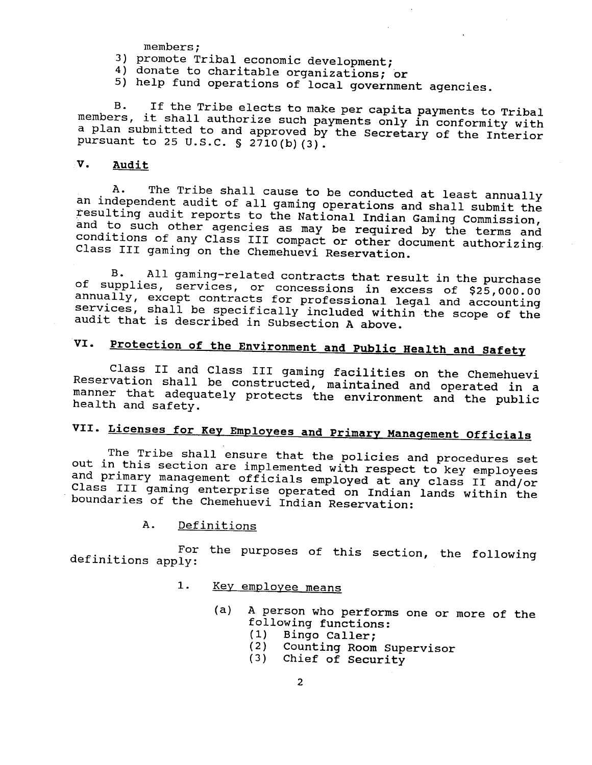members;
3) promote Tribal economic development;
4) donate to charitable organizations; or
5) help fund operations of local government agencies.

B. If the Tribe elects to make per capita payments to Tribal members, it shall authorize such payments only in conformity with a plan submitted to and approved by the Secretary of the Interior pursuant to 25 U.S.C. § 2710(b)(3).

## V. Audit

A. The Tribe shall cause to be conducted at least annually an independent audit of all gaming operations and shall submit the resulting audit reports to the National Indian Gaming Commission, and to such other agencies as may be required by the terms and conditions of any Class III compact or other document authorizing Class III gaming on the Chemehuevi Reservation.

B. All gaming-related contracts that result in the purchase of supplies, services, or concessions in excess of $25,000.00 annually, except contracts for professional legal and accounting services, shall be specifically included within the scope of the audit that is described in Subsection A above.

## VI. Protection of the Environment and Public Health and Safety

Class II and Class III gaming facilities on the Chemehuevi Reservation shall be constructed, maintained and operated in a manner that adequately protects the environment and the public health and safety.

## VII. Licenses for Key Employees and Primary Management Officials

The Tribe shall ensure that the policies and procedures set out in this section are implemented with respect to key employees and primary management officials employed at any class II and/or Class III gaming enterprise operated on Indian lands within the boundaries of the Chemehuevi Indian Reservation:

### A. Definitions

For the purposes of this section, the following definitions apply:

1. Key employee means

   (a) A person who performs one or more of the following functions:
      (1) Bingo Caller;
      (2) Counting Room Supervisor
      (3) Chief of Security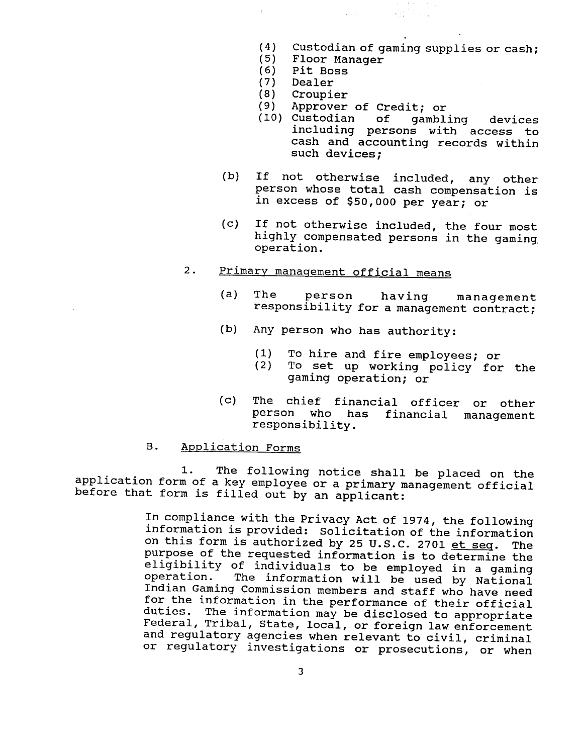(4) Custodian of gaming supplies or cash;
(5) Floor Manager
(6) Pit Boss
(7) Dealer
(8) Croupier
(9) Approver of Credit; or
(10) Custodian of gambling devices including persons with access to cash and accounting records within such devices;

(b) If not otherwise included, any other person whose total cash compensation is in excess of $50,000 per year; or

(c) If not otherwise included, the four most highly compensated persons in the gaming operation.

2. Primary management official means

(a) The person having management responsibility for a management contract;

(b) Any person who has authority:

(1) To hire and fire employees; or
(2) To set up working policy for the gaming operation; or

(c) The chief financial officer or other person who has financial management responsibility.

B. Application Forms

1. The following notice shall be placed on the application form of a key employee or a primary management official before that form is filled out by an applicant:

> In compliance with the Privacy Act of 1974, the following information is provided: Solicitation of the information on this form is authorized by 25 U.S.C. 2701 *et seq*. The purpose of the requested information is to determine the eligibility of individuals to be employed in a gaming operation. The information will be used by National Indian Gaming Commission members and staff who have need for the information in the performance of their official duties. The information may be disclosed to appropriate Federal, Tribal, State, local, or foreign law enforcement and regulatory agencies when relevant to civil, criminal or regulatory investigations or prosecutions, or when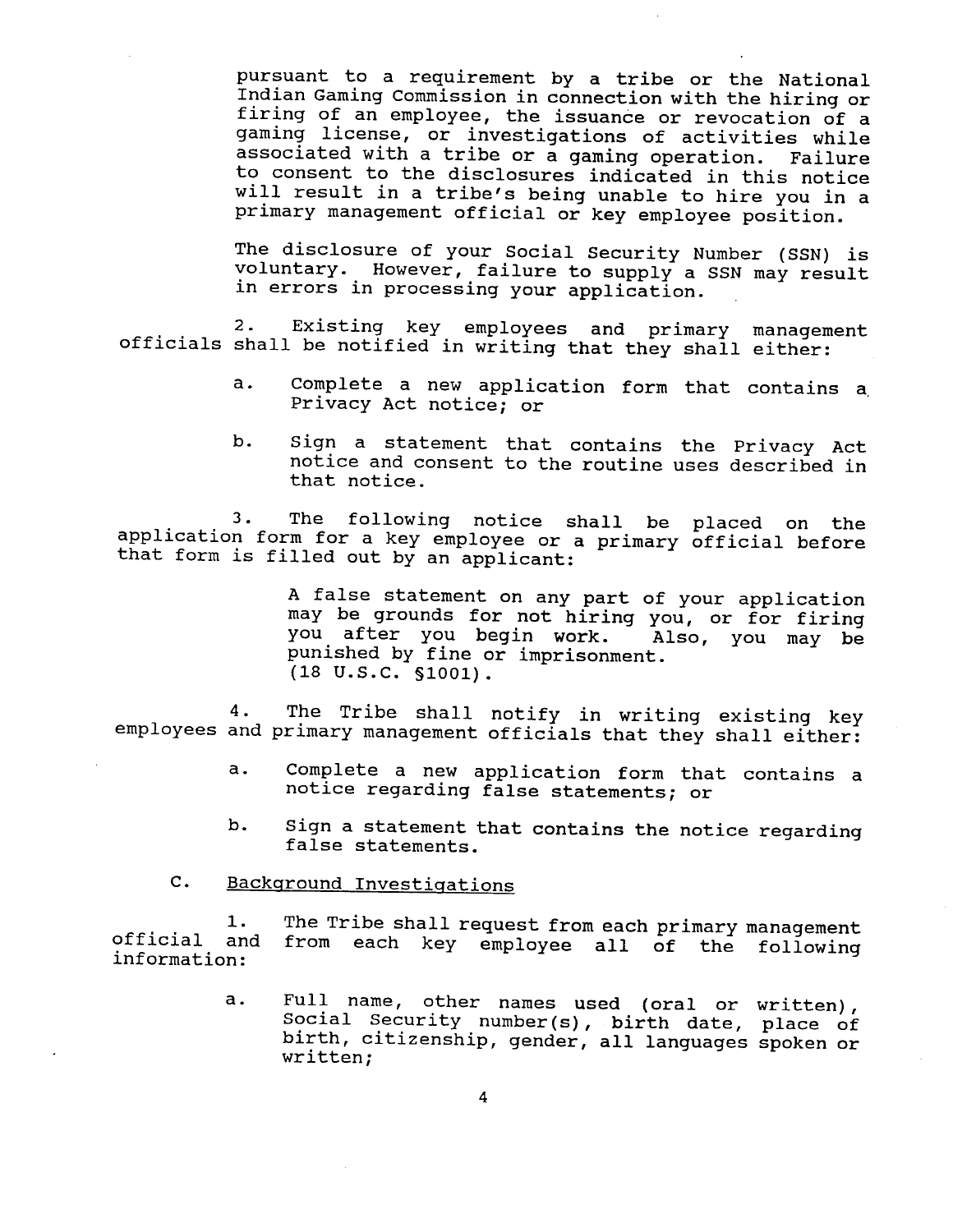pursuant to a requirement by a tribe or the National Indian Gaming Commission in connection with the hiring or firing of an employee, the issuance or revocation of a gaming license, or investigations of activities while associated with a tribe or a gaming operation. Failure to consent to the disclosures indicated in this notice will result in a tribe's being unable to hire you in a primary management official or key employee position.

The disclosure of your Social Security Number (SSN) is voluntary. However, failure to supply a SSN may result in errors in processing your application.

2. Existing key employees and primary management officials shall be notified in writing that they shall either:

   a. Complete a new application form that contains a Privacy Act notice; or

   b. Sign a statement that contains the Privacy Act notice and consent to the routine uses described in that notice.

3. The following notice shall be placed on the application form for a key employee or a primary official before that form is filled out by an applicant:

> A false statement on any part of your application may be grounds for not hiring you, or for firing you after you begin work. Also, you may be punished by fine or imprisonment. (18 U.S.C. §1001).

4. The Tribe shall notify in writing existing key employees and primary management officials that they shall either:

   a. Complete a new application form that contains a notice regarding false statements; or

   b. Sign a statement that contains the notice regarding false statements.

C. <u>Background Investigations</u>

1. The Tribe shall request from each primary management official and from each key employee all of the following information:

   a. Full name, other names used (oral or written), Social Security number(s), birth date, place of birth, citizenship, gender, all languages spoken or written;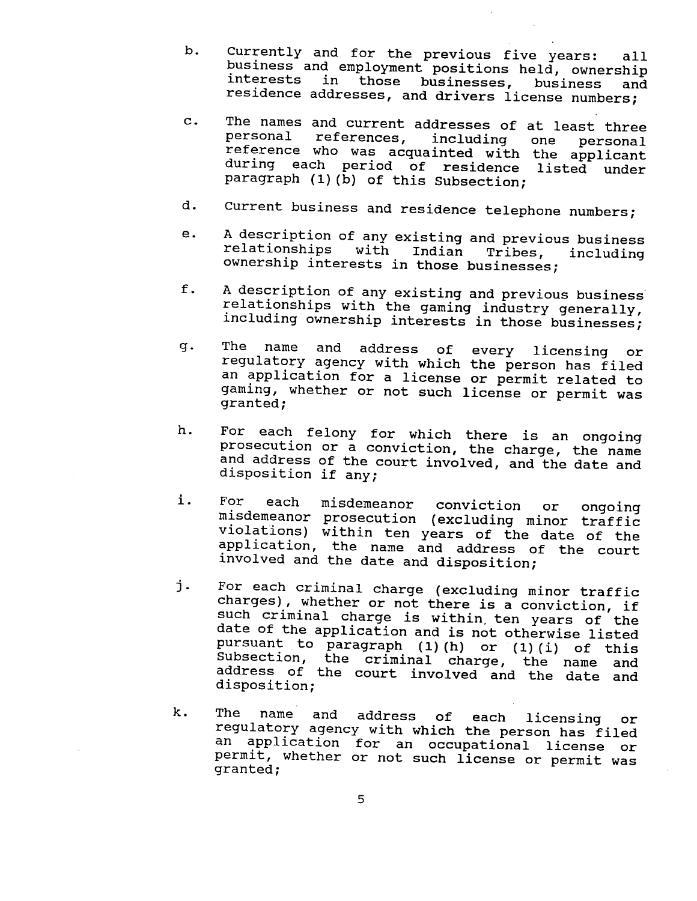b. Currently and for the previous five years: all business and employment positions held, ownership interests in those businesses, business and residence addresses, and drivers license numbers;

c. The names and current addresses of at least three personal references, including one personal reference who was acquainted with the applicant during each period of residence listed under paragraph (1)(b) of this Subsection;

d. Current business and residence telephone numbers;

e. A description of any existing and previous business relationships with Indian Tribes, including ownership interests in those businesses;

f. A description of any existing and previous business relationships with the gaming industry generally, including ownership interests in those businesses;

g. The name and address of every licensing or regulatory agency with which the person has filed an application for a license or permit related to gaming, whether or not such license or permit was granted;

h. For each felony for which there is an ongoing prosecution or a conviction, the charge, the name and address of the court involved, and the date and disposition if any;

i. For each misdemeanor conviction or ongoing misdemeanor prosecution (excluding minor traffic violations) within ten years of the date of the application, the name and address of the court involved and the date and disposition;

j. For each criminal charge (excluding minor traffic charges), whether or not there is a conviction, if such criminal charge is within ten years of the date of the application and is not otherwise listed pursuant to paragraph (1)(h) or (1)(i) of this Subsection, the criminal charge, the name and address of the court involved and the date and disposition;

k. The name and address of each licensing or regulatory agency with which the person has filed an application for an occupational license or permit, whether or not such license or permit was granted;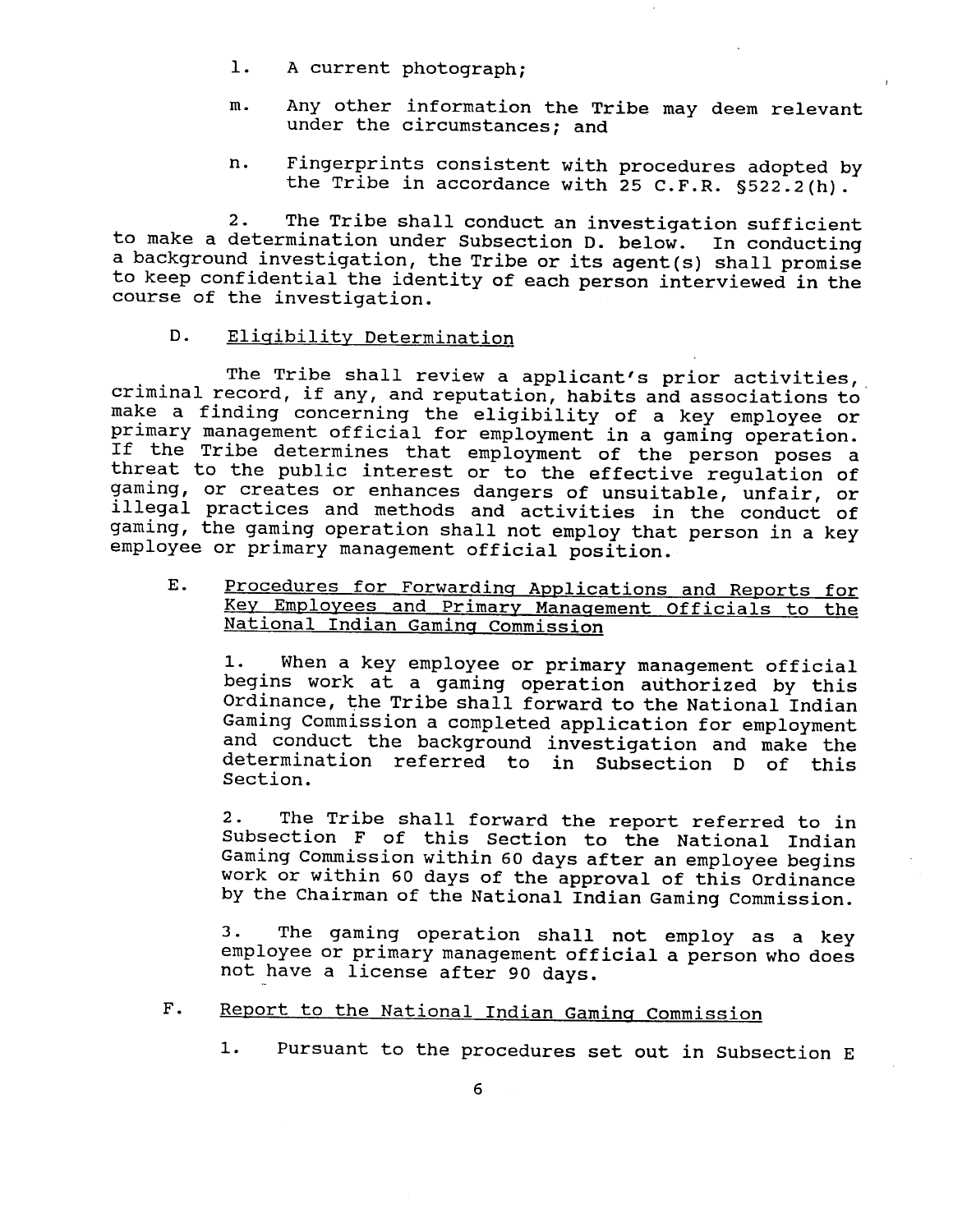l. A current photograph;

m. Any other information the Tribe may deem relevant under the circumstances; and

n. Fingerprints consistent with procedures adopted by the Tribe in accordance with 25 C.F.R. §522.2(h).

2. The Tribe shall conduct an investigation sufficient to make a determination under Subsection D. below. In conducting a background investigation, the Tribe or its agent(s) shall promise to keep confidential the identity of each person interviewed in the course of the investigation.

D. <u>Eligibility Determination</u>

The Tribe shall review a applicant's prior activities, criminal record, if any, and reputation, habits and associations to make a finding concerning the eligibility of a key employee or primary management official for employment in a gaming operation. If the Tribe determines that employment of the person poses a threat to the public interest or to the effective regulation of gaming, or creates or enhances dangers of unsuitable, unfair, or illegal practices and methods and activities in the conduct of gaming, the gaming operation shall not employ that person in a key employee or primary management official position.

E. <u>Procedures for Forwarding Applications and Reports for Key Employees and Primary Management Officials to the National Indian Gaming Commission</u>

1. When a key employee or primary management official begins work at a gaming operation authorized by this Ordinance, the Tribe shall forward to the National Indian Gaming Commission a completed application for employment and conduct the background investigation and make the determination referred to in Subsection D of this Section.

2. The Tribe shall forward the report referred to in Subsection F of this Section to the National Indian Gaming Commission within 60 days after an employee begins work or within 60 days of the approval of this Ordinance by the Chairman of the National Indian Gaming Commission.

3. The gaming operation shall not employ as a key employee or primary management official a person who does not have a license after 90 days.

F. <u>Report to the National Indian Gaming Commission</u>

1. Pursuant to the procedures set out in Subsection E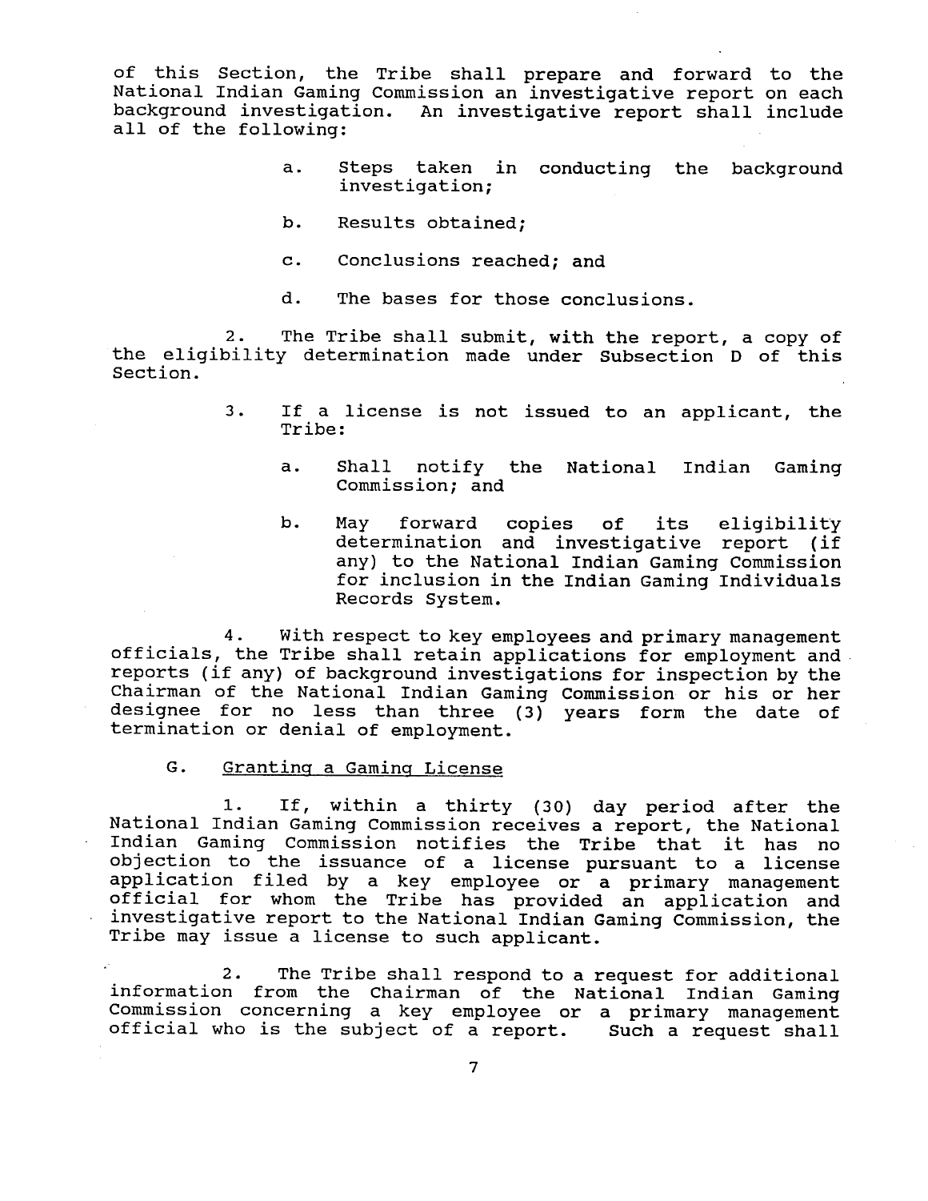of this Section, the Tribe shall prepare and forward to the National Indian Gaming Commission an investigative report on each background investigation. An investigative report shall include all of the following:

a. Steps taken in conducting the background investigation;

b. Results obtained;

c. Conclusions reached; and

d. The bases for those conclusions.

2. The Tribe shall submit, with the report, a copy of the eligibility determination made under Subsection D of this Section.

3. If a license is not issued to an applicant, the Tribe:

a. Shall notify the National Indian Gaming Commission; and

b. May forward copies of its eligibility determination and investigative report (if any) to the National Indian Gaming Commission for inclusion in the Indian Gaming Individuals Records System.

4. With respect to key employees and primary management officials, the Tribe shall retain applications for employment and reports (if any) of background investigations for inspection by the Chairman of the National Indian Gaming Commission or his or her designee for no less than three (3) years form the date of termination or denial of employment.

G. Granting a Gaming License

1. If, within a thirty (30) day period after the National Indian Gaming Commission receives a report, the National Indian Gaming Commission notifies the Tribe that it has no objection to the issuance of a license pursuant to a license application filed by a key employee or a primary management official for whom the Tribe has provided an application and investigative report to the National Indian Gaming Commission, the Tribe may issue a license to such applicant.

2. The Tribe shall respond to a request for additional information from the Chairman of the National Indian Gaming Commission concerning a key employee or a primary management official who is the subject of a report. Such a request shall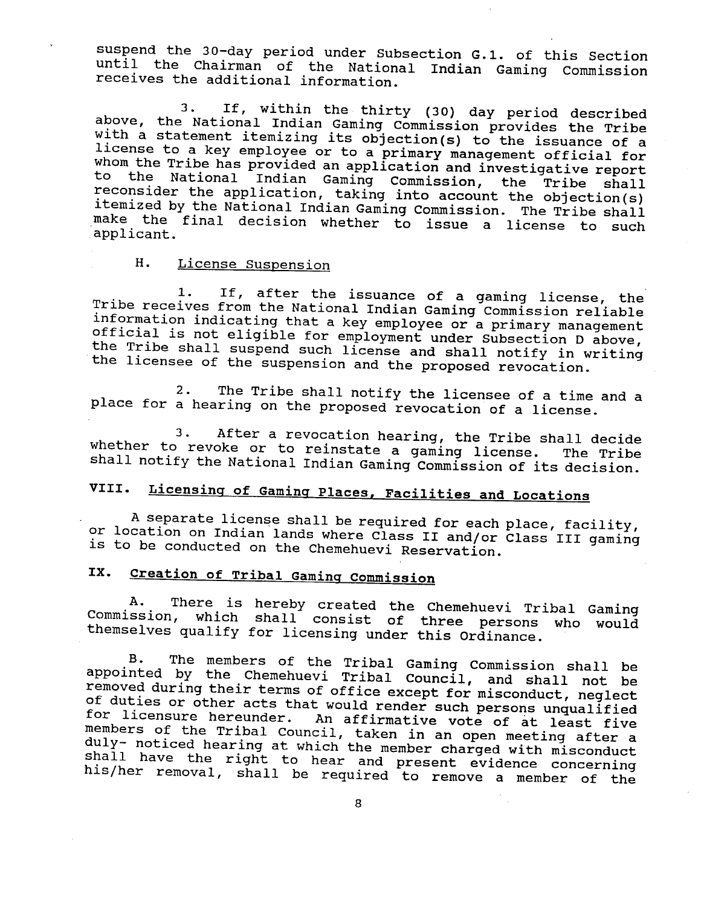suspend the 30-day period under Subsection G.1. of this Section until the Chairman of the National Indian Gaming Commission receives the additional information.

3. If, within the thirty (30) day period described above, the National Indian Gaming Commission provides the Tribe with a statement itemizing its objection(s) to the issuance of a license to a key employee or to a primary management official for whom the Tribe has provided an application and investigative report to the National Indian Gaming Commission, the Tribe shall reconsider the application, taking into account the objection(s) itemized by the National Indian Gaming Commission. The Tribe shall make the final decision whether to issue a license to such applicant.

### H. License Suspension

1. If, after the issuance of a gaming license, the Tribe receives from the National Indian Gaming Commission reliable information indicating that a key employee or a primary management official is not eligible for employment under Subsection D above, the Tribe shall suspend such license and shall notify in writing the licensee of the suspension and the proposed revocation.

2. The Tribe shall notify the licensee of a time and a place for a hearing on the proposed revocation of a license.

3. After a revocation hearing, the Tribe shall decide whether to revoke or to reinstate a gaming license. The Tribe shall notify the National Indian Gaming Commission of its decision.

## VIII. Licensing of Gaming Places, Facilities and Locations

A separate license shall be required for each place, facility, or location on Indian lands where Class II and/or Class III gaming is to be conducted on the Chemehuevi Reservation.

## IX. Creation of Tribal Gaming Commission

A. There is hereby created the Chemehuevi Tribal Gaming Commission, which shall consist of three persons who would themselves qualify for licensing under this Ordinance.

B. The members of the Tribal Gaming Commission shall be appointed by the Chemehuevi Tribal Council, and shall not be removed during their terms of office except for misconduct, neglect of duties or other acts that would render such persons unqualified for licensure hereunder. An affirmative vote of at least five members of the Tribal Council, taken in an open meeting after a duly- noticed hearing at which the member charged with misconduct shall have the right to hear and present evidence concerning his/her removal, shall be required to remove a member of the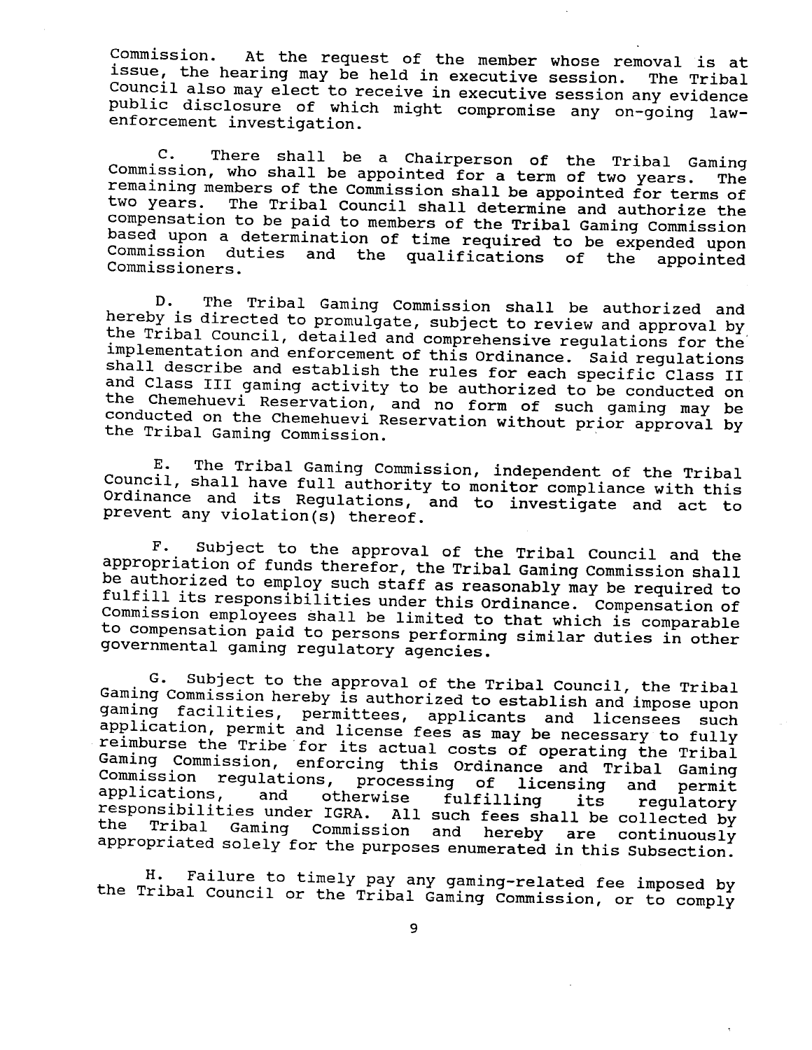Commission. At the request of the member whose removal is at issue, the hearing may be held in executive session. The Tribal Council also may elect to receive in executive session any evidence public disclosure of which might compromise any on-going law-enforcement investigation.

C. There shall be a Chairperson of the Tribal Gaming Commission, who shall be appointed for a term of two years. The remaining members of the Commission shall be appointed for terms of two years. The Tribal Council shall determine and authorize the compensation to be paid to members of the Tribal Gaming Commission based upon a determination of time required to be expended upon Commission duties and the qualifications of the appointed Commissioners.

D. The Tribal Gaming Commission shall be authorized and hereby is directed to promulgate, subject to review and approval by the Tribal Council, detailed and comprehensive regulations for the implementation and enforcement of this Ordinance. Said regulations shall describe and establish the rules for each specific Class II and Class III gaming activity to be authorized to be conducted on the Chemehuevi Reservation, and no form of such gaming may be conducted on the Chemehuevi Reservation without prior approval by the Tribal Gaming Commission.

E. The Tribal Gaming Commission, independent of the Tribal Council, shall have full authority to monitor compliance with this Ordinance and its Regulations, and to investigate and act to prevent any violation(s) thereof.

F. Subject to the approval of the Tribal Council and the appropriation of funds therefor, the Tribal Gaming Commission shall be authorized to employ such staff as reasonably may be required to fulfill its responsibilities under this Ordinance. Compensation of Commission employees shall be limited to that which is comparable to compensation paid to persons performing similar duties in other governmental gaming regulatory agencies.

G. Subject to the approval of the Tribal Council, the Tribal Gaming Commission hereby is authorized to establish and impose upon gaming facilities, permittees, applicants and licensees such application, permit and license fees as may be necessary to fully reimburse the Tribe for its actual costs of operating the Tribal Gaming Commission, enforcing this Ordinance and Tribal Gaming Commission regulations, processing of licensing and permit applications, and otherwise fulfilling its regulatory responsibilities under IGRA. All such fees shall be collected by the Tribal Gaming Commission and hereby are continuously appropriated solely for the purposes enumerated in this Subsection.

H. Failure to timely pay any gaming-related fee imposed by the Tribal Council or the Tribal Gaming Commission, or to comply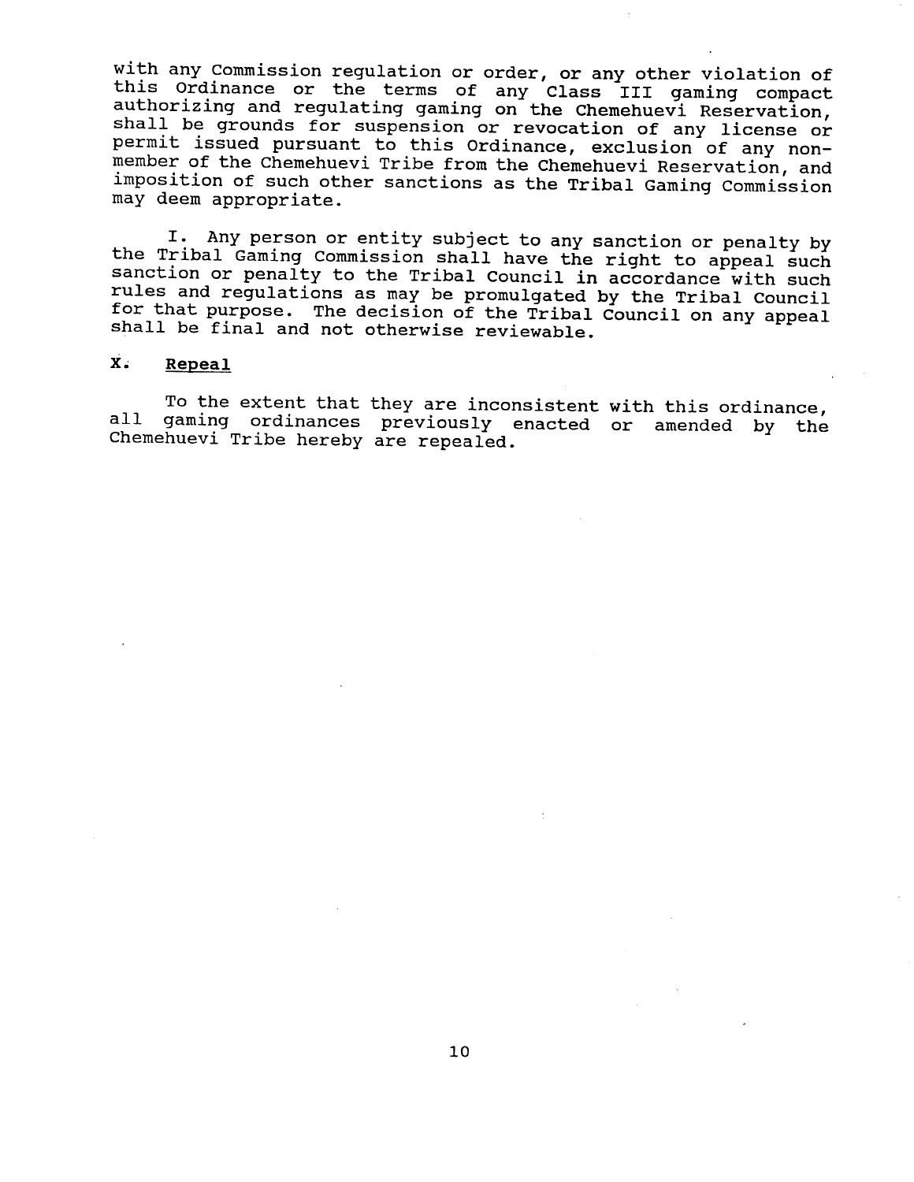with any Commission regulation or order, or any other violation of this Ordinance or the terms of any Class III gaming compact authorizing and regulating gaming on the Chemehuevi Reservation, shall be grounds for suspension or revocation of any license or permit issued pursuant to this Ordinance, exclusion of any non-member of the Chemehuevi Tribe from the Chemehuevi Reservation, and imposition of such other sanctions as the Tribal Gaming Commission may deem appropriate.

I. Any person or entity subject to any sanction or penalty by the Tribal Gaming Commission shall have the right to appeal such sanction or penalty to the Tribal Council in accordance with such rules and regulations as may be promulgated by the Tribal Council for that purpose. The decision of the Tribal Council on any appeal shall be final and not otherwise reviewable.

## X. Repeal

To the extent that they are inconsistent with this ordinance, all gaming ordinances previously enacted or amended by the Chemehuevi Tribe hereby are repealed.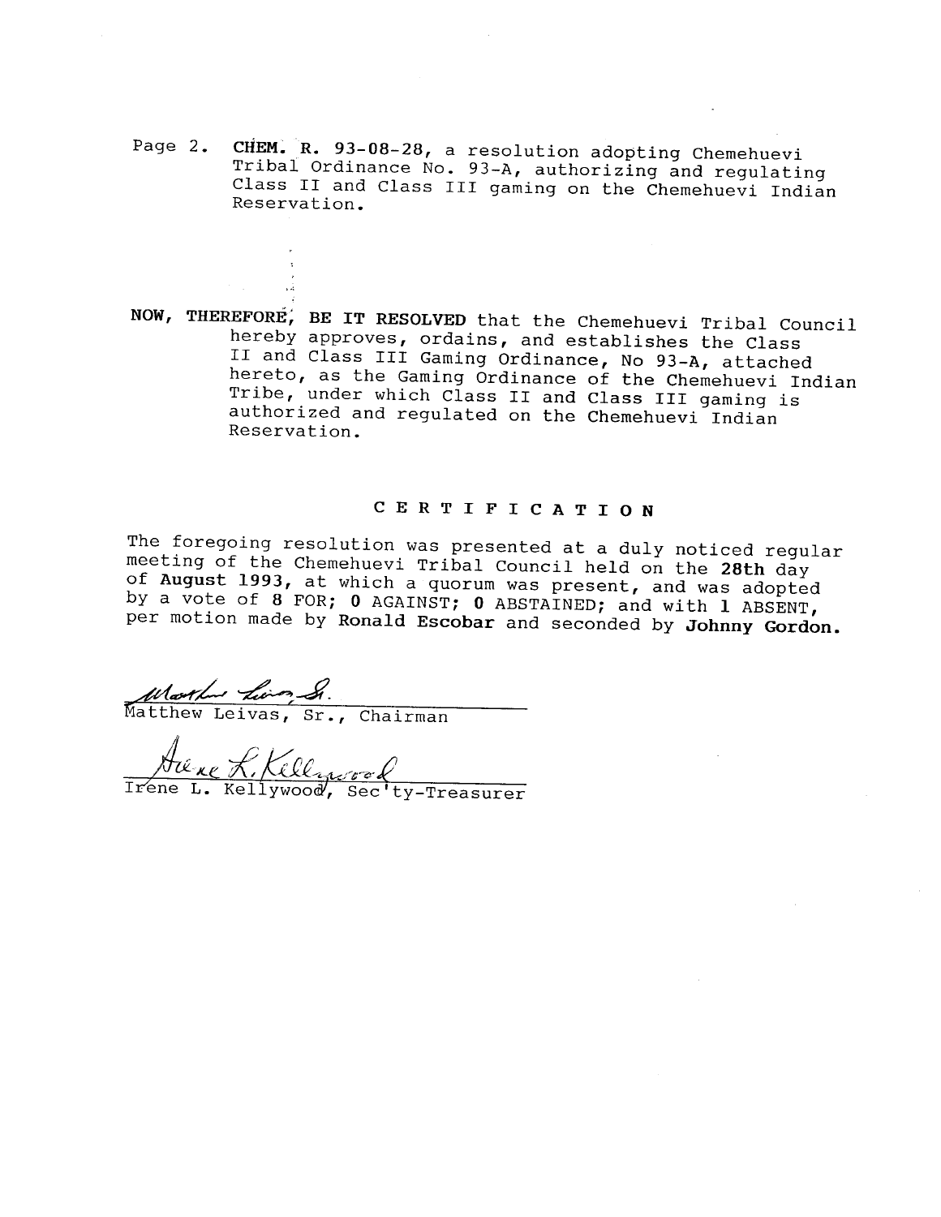Page 2. **CHEM. R. 93-08-28**, a resolution adopting Chemehuevi Tribal Ordinance No. 93-A, authorizing and regulating Class II and Class III gaming on the Chemehuevi Indian Reservation.

**NOW, THEREFORE, BE IT RESOLVED** that the Chemehuevi Tribal Council hereby approves, ordains, and establishes the Class II and Class III Gaming Ordinance, No 93-A, attached hereto, as the Gaming Ordinance of the Chemehuevi Indian Tribe, under which Class II and Class III gaming is authorized and regulated on the Chemehuevi Indian Reservation.

## CERTIFICATION

The foregoing resolution was presented at a duly noticed regular meeting of the Chemehuevi Tribal Council held on the **28th** day of **August 1993**, at which a quorum was present, and was adopted by a vote of **8** FOR; **0** AGAINST; **0** ABSTAINED; and with **1** ABSENT, per motion made by **Ronald Escobar** and seconded by **Johnny Gordon**.

Matthew Leivas, Sr., Chairman

Irene L. Kellywood, Sec'ty-Treasurer